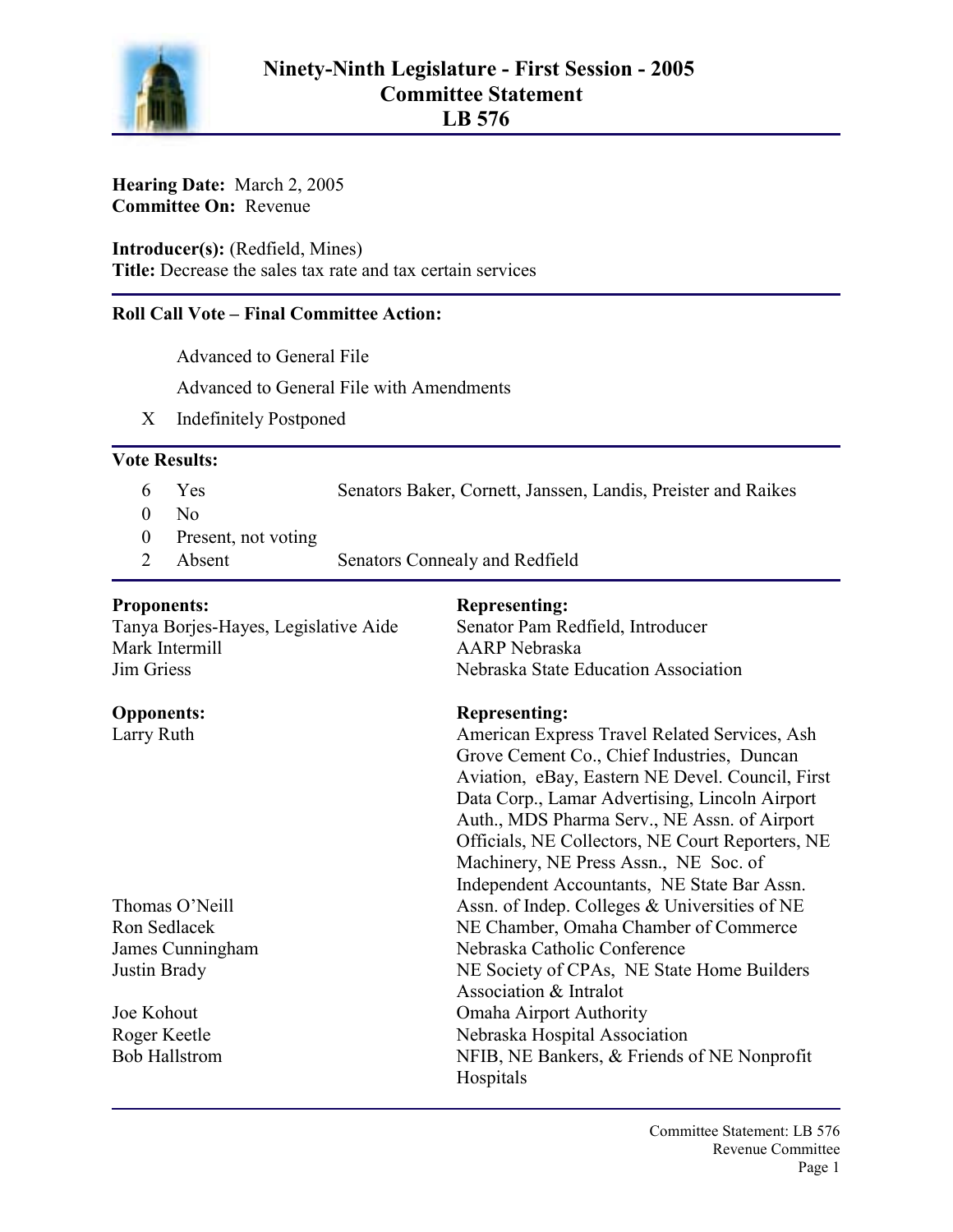# Ninety-Ninth Legislature - First Session - 2005
## Committee Statement
## LB 576

**Hearing Date:** March 2, 2005
**Committee On:** Revenue

**Introducer(s):** (Redfield, Mines)
**Title:** Decrease the sales tax rate and tax certain services

---

**Roll Call Vote – Final Committee Action:**

| | |
|---|---|
| | Advanced to General File |
| | Advanced to General File with Amendments |
| X | Indefinitely Postponed |

---

**Vote Results:**

| | | |
|---|---|---|
| 6 | Yes | Senators Baker, Cornett, Janssen, Landis, Preister and Raikes |
| 0 | No | |
| 0 | Present, not voting | |
| 2 | Absent | Senators Connealy and Redfield |

---

| **Proponents:** | **Representing:** |
|---|---|
| Tanya Borjes-Hayes, Legislative Aide | Senator Pam Redfield, Introducer |
| Mark Intermill | AARP Nebraska |
| Jim Griess | Nebraska State Education Association |

| **Opponents:** | **Representing:** |
|---|---|
| Larry Ruth | American Express Travel Related Services, Ash Grove Cement Co., Chief Industries, Duncan Aviation, eBay, Eastern NE Devel. Council, First Data Corp., Lamar Advertising, Lincoln Airport Auth., MDS Pharma Serv., NE Assn. of Airport Officials, NE Collectors, NE Court Reporters, NE Machinery, NE Press Assn., NE Soc. of Independent Accountants, NE State Bar Assn. |
| Thomas O'Neill | Assn. of Indep. Colleges & Universities of NE |
| Ron Sedlacek | NE Chamber, Omaha Chamber of Commerce |
| James Cunningham | Nebraska Catholic Conference |
| Justin Brady | NE Society of CPAs, NE State Home Builders Association & Intralot |
| Joe Kohout | Omaha Airport Authority |
| Roger Keetle | Nebraska Hospital Association |
| Bob Hallstrom | NFIB, NE Bankers, & Friends of NE Nonprofit Hospitals |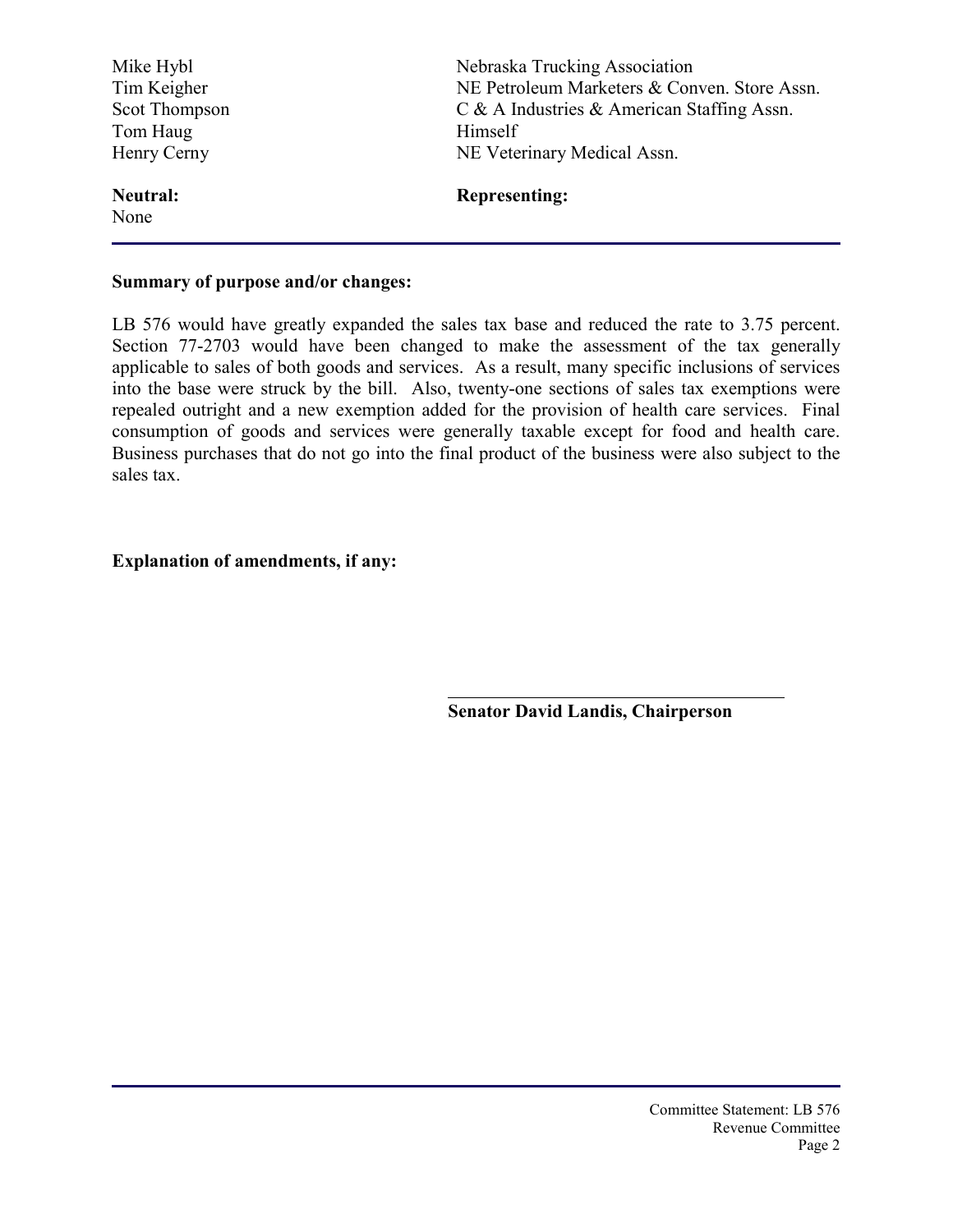| | |
|---|---|
| Mike Hybl | Nebraska Trucking Association |
| Tim Keigher | NE Petroleum Marketers & Conven. Store Assn. |
| Scot Thompson | C & A Industries & American Staffing Assn. |
| Tom Haug | Himself |
| Henry Cerny | NE Veterinary Medical Assn. |

| **Neutral:** | **Representing:** |
|---|---|
| None | |

---

**Summary of purpose and/or changes:**

LB 576 would have greatly expanded the sales tax base and reduced the rate to 3.75 percent. Section 77-2703 would have been changed to make the assessment of the tax generally applicable to sales of both goods and services. As a result, many specific inclusions of services into the base were struck by the bill. Also, twenty-one sections of sales tax exemptions were repealed outright and a new exemption added for the provision of health care services. Final consumption of goods and services were generally taxable except for food and health care. Business purchases that do not go into the final product of the business were also subject to the sales tax.

**Explanation of amendments, if any:**

**Senator David Landis, Chairperson**